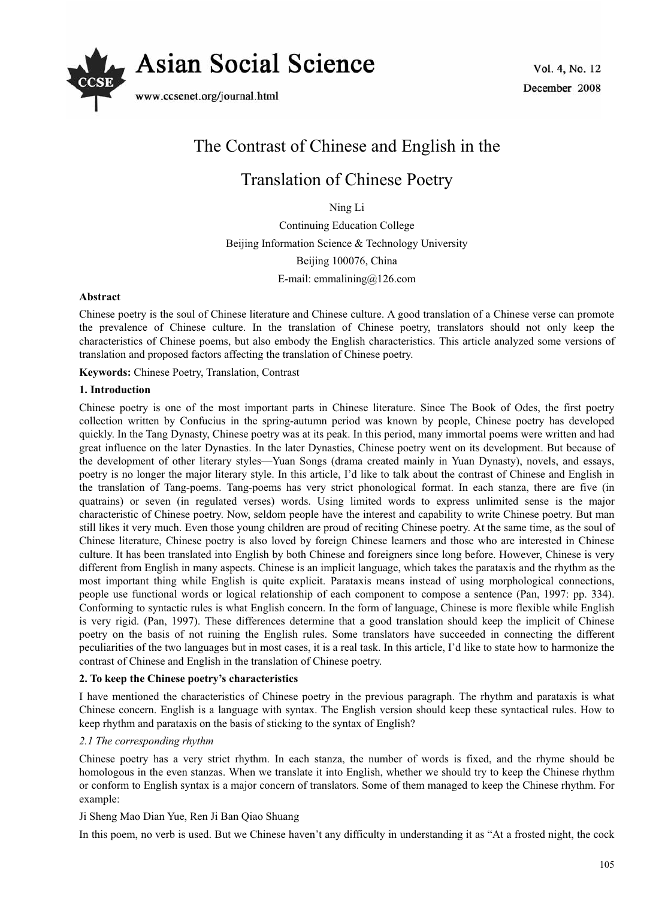# The Contrast of Chinese and English in the Translation of Chinese Poetry

Ning Li

Continuing Education College

Beijing Information Science & Technology University

Beijing 100076, China

E-mail: emmalining@126.com

**Abstract**

Chinese poetry is the soul of Chinese literature and Chinese culture. A good translation of a Chinese verse can promote the prevalence of Chinese culture. In the translation of Chinese poetry, translators should not only keep the characteristics of Chinese poems, but also embody the English characteristics. This article analyzed some versions of translation and proposed factors affecting the translation of Chinese poetry.

**Keywords:** Chinese Poetry, Translation, Contrast

## 1. Introduction

Chinese poetry is one of the most important parts in Chinese literature. Since The Book of Odes, the first poetry collection written by Confucius in the spring-autumn period was known by people, Chinese poetry has developed quickly. In the Tang Dynasty, Chinese poetry was at its peak. In this period, many immortal poems were written and had great influence on the later Dynasties. In the later Dynasties, Chinese poetry went on its development. But because of the development of other literary styles—Yuan Songs (drama created mainly in Yuan Dynasty), novels, and essays, poetry is no longer the major literary style. In this article, I'd like to talk about the contrast of Chinese and English in the translation of Tang-poems. Tang-poems has very strict phonological format. In each stanza, there are five (in quatrains) or seven (in regulated verses) words. Using limited words to express unlimited sense is the major characteristic of Chinese poetry. Now, seldom people have the interest and capability to write Chinese poetry. But man still likes it very much. Even those young children are proud of reciting Chinese poetry. At the same time, as the soul of Chinese literature, Chinese poetry is also loved by foreign Chinese learners and those who are interested in Chinese culture. It has been translated into English by both Chinese and foreigners since long before. However, Chinese is very different from English in many aspects. Chinese is an implicit language, which takes the parataxis and the rhythm as the most important thing while English is quite explicit. Parataxis means instead of using morphological connections, people use functional words or logical relationship of each component to compose a sentence (Pan, 1997: pp. 334). Conforming to syntactic rules is what English concern. In the form of language, Chinese is more flexible while English is very rigid. (Pan, 1997). These differences determine that a good translation should keep the implicit of Chinese poetry on the basis of not ruining the English rules. Some translators have succeeded in connecting the different peculiarities of the two languages but in most cases, it is a real task. In this article, I'd like to state how to harmonize the contrast of Chinese and English in the translation of Chinese poetry.

## 2. To keep the Chinese poetry's characteristics

I have mentioned the characteristics of Chinese poetry in the previous paragraph. The rhythm and parataxis is what Chinese concern. English is a language with syntax. The English version should keep these syntactical rules. How to keep rhythm and parataxis on the basis of sticking to the syntax of English?

### *2.1 The corresponding rhythm*

Chinese poetry has a very strict rhythm. In each stanza, the number of words is fixed, and the rhyme should be homologous in the even stanzas. When we translate it into English, whether we should try to keep the Chinese rhythm or conform to English syntax is a major concern of translators. Some of them managed to keep the Chinese rhythm. For example:

Ji Sheng Mao Dian Yue, Ren Ji Ban Qiao Shuang

In this poem, no verb is used. But we Chinese haven't any difficulty in understanding it as "At a frosted night, the cock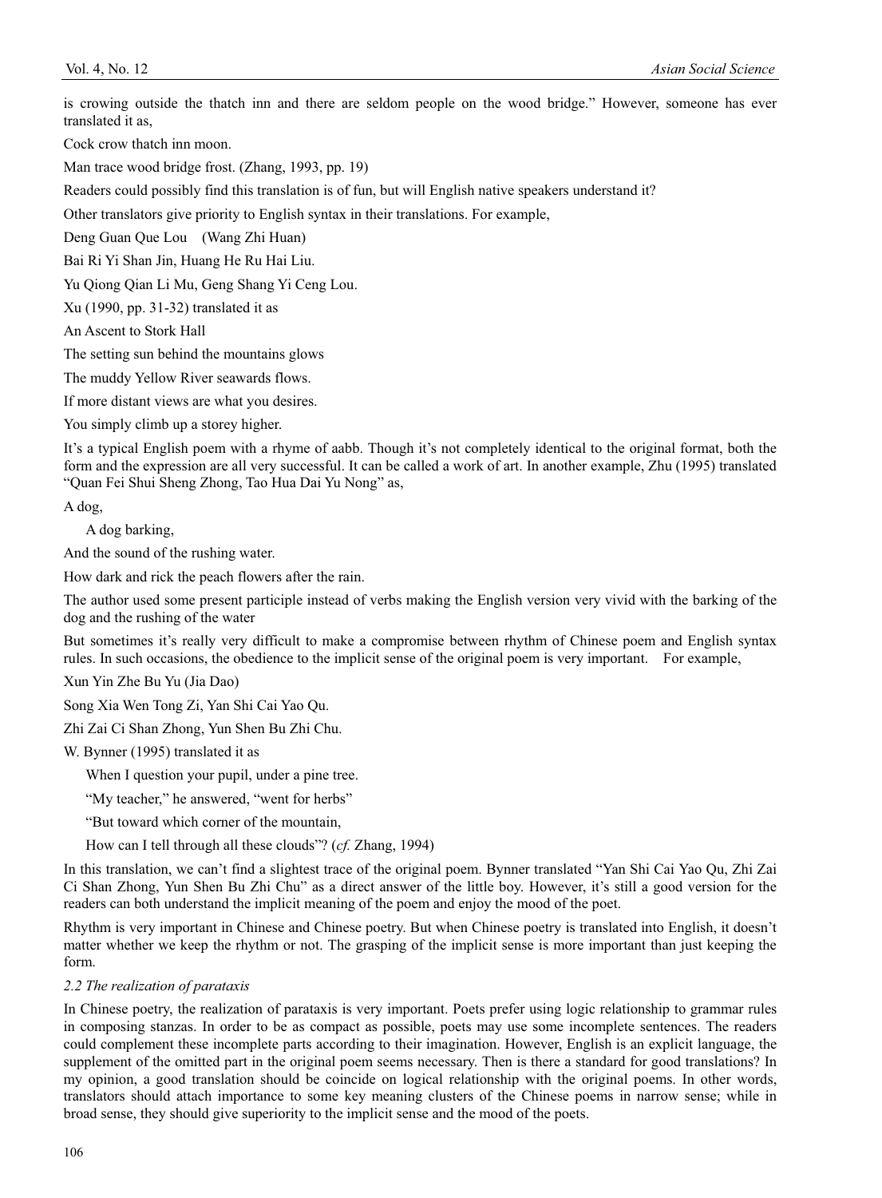is crowing outside the thatch inn and there are seldom people on the wood bridge." However, someone has ever translated it as,

Cock crow thatch inn moon.

Man trace wood bridge frost. (Zhang, 1993, pp. 19)

Readers could possibly find this translation is of fun, but will English native speakers understand it?

Other translators give priority to English syntax in their translations. For example,

Deng Guan Que Lou  (Wang Zhi Huan)

Bai Ri Yi Shan Jin, Huang He Ru Hai Liu.

Yu Qiong Qian Li Mu, Geng Shang Yi Ceng Lou.

Xu (1990, pp. 31-32) translated it as

An Ascent to Stork Hall

The setting sun behind the mountains glows

The muddy Yellow River seawards flows.

If more distant views are what you desires.

You simply climb up a storey higher.

It's a typical English poem with a rhyme of aabb. Though it's not completely identical to the original format, both the form and the expression are all very successful. It can be called a work of art. In another example, Zhu (1995) translated "Quan Fei Shui Sheng Zhong, Tao Hua Dai Yu Nong" as,

A dog,

A dog barking,

And the sound of the rushing water.

How dark and rick the peach flowers after the rain.

The author used some present participle instead of verbs making the English version very vivid with the barking of the dog and the rushing of the water

But sometimes it's really very difficult to make a compromise between rhythm of Chinese poem and English syntax rules. In such occasions, the obedience to the implicit sense of the original poem is very important.  For example,

Xun Yin Zhe Bu Yu (Jia Dao)

Song Xia Wen Tong Zi, Yan Shi Cai Yao Qu.

Zhi Zai Ci Shan Zhong, Yun Shen Bu Zhi Chu.

W. Bynner (1995) translated it as

When I question your pupil, under a pine tree.

"My teacher," he answered, "went for herbs"

"But toward which corner of the mountain,

How can I tell through all these clouds"? (*cf.* Zhang, 1994)

In this translation, we can't find a slightest trace of the original poem. Bynner translated "Yan Shi Cai Yao Qu, Zhi Zai Ci Shan Zhong, Yun Shen Bu Zhi Chu" as a direct answer of the little boy. However, it's still a good version for the readers can both understand the implicit meaning of the poem and enjoy the mood of the poet.

Rhythm is very important in Chinese and Chinese poetry. But when Chinese poetry is translated into English, it doesn't matter whether we keep the rhythm or not. The grasping of the implicit sense is more important than just keeping the form.

### *2.2 The realization of parataxis*

In Chinese poetry, the realization of parataxis is very important. Poets prefer using logic relationship to grammar rules in composing stanzas. In order to be as compact as possible, poets may use some incomplete sentences. The readers could complement these incomplete parts according to their imagination. However, English is an explicit language, the supplement of the omitted part in the original poem seems necessary. Then is there a standard for good translations? In my opinion, a good translation should be coincide on logical relationship with the original poems. In other words, translators should attach importance to some key meaning clusters of the Chinese poems in narrow sense; while in broad sense, they should give superiority to the implicit sense and the mood of the poets.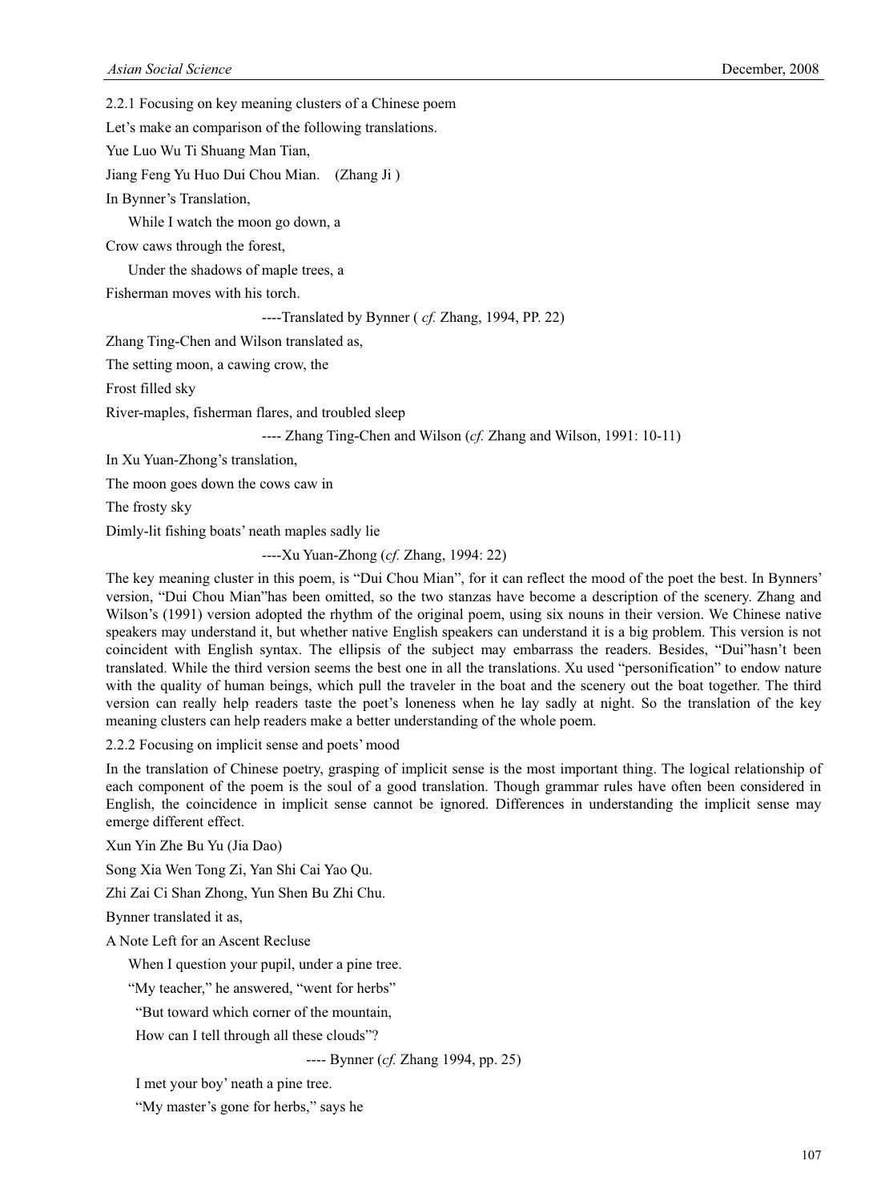### 2.2.1 Focusing on key meaning clusters of a Chinese poem

Let's make an comparison of the following translations.

Yue Luo Wu Ti Shuang Man Tian,

Jiang Feng Yu Huo Dui Chou Mian. (Zhang Ji )

In Bynner's Translation,

While I watch the moon go down, a

Crow caws through the forest,

Under the shadows of maple trees, a

Fisherman moves with his torch.

----Translated by Bynner ( *cf.* Zhang, 1994, PP. 22)

Zhang Ting-Chen and Wilson translated as,

The setting moon, a cawing crow, the

Frost filled sky

River-maples, fisherman flares, and troubled sleep

---- Zhang Ting-Chen and Wilson (*cf.* Zhang and Wilson, 1991: 10-11)

In Xu Yuan-Zhong's translation,

The moon goes down the cows caw in

The frosty sky

Dimly-lit fishing boats' neath maples sadly lie

----Xu Yuan-Zhong (*cf.* Zhang, 1994: 22)

The key meaning cluster in this poem, is "Dui Chou Mian", for it can reflect the mood of the poet the best. In Bynners' version, "Dui Chou Mian"has been omitted, so the two stanzas have become a description of the scenery. Zhang and Wilson's (1991) version adopted the rhythm of the original poem, using six nouns in their version. We Chinese native speakers may understand it, but whether native English speakers can understand it is a big problem. This version is not coincident with English syntax. The ellipsis of the subject may embarrass the readers. Besides, "Dui"hasn't been translated. While the third version seems the best one in all the translations. Xu used "personification" to endow nature with the quality of human beings, which pull the traveler in the boat and the scenery out the boat together. The third version can really help readers taste the poet's loneness when he lay sadly at night. So the translation of the key meaning clusters can help readers make a better understanding of the whole poem.

### 2.2.2 Focusing on implicit sense and poets' mood

In the translation of Chinese poetry, grasping of implicit sense is the most important thing. The logical relationship of each component of the poem is the soul of a good translation. Though grammar rules have often been considered in English, the coincidence in implicit sense cannot be ignored. Differences in understanding the implicit sense may emerge different effect.

Xun Yin Zhe Bu Yu (Jia Dao)

Song Xia Wen Tong Zi, Yan Shi Cai Yao Qu.

Zhi Zai Ci Shan Zhong, Yun Shen Bu Zhi Chu.

Bynner translated it as,

A Note Left for an Ascent Recluse

When I question your pupil, under a pine tree.

"My teacher," he answered, "went for herbs"

"But toward which corner of the mountain,

How can I tell through all these clouds"?

---- Bynner (*cf.* Zhang 1994, pp. 25)

I met your boy' neath a pine tree.

"My master's gone for herbs," says he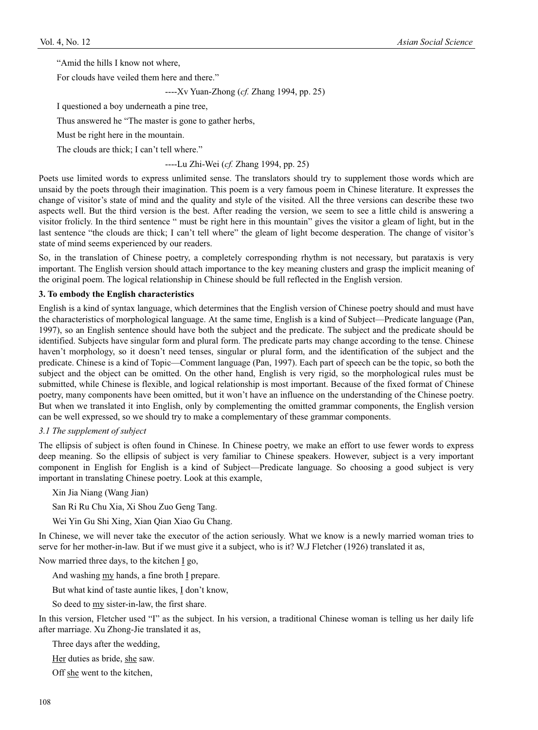"Amid the hills I know not where,

For clouds have veiled them here and there."

----Xv Yuan-Zhong (*cf.* Zhang 1994, pp. 25)

I questioned a boy underneath a pine tree,

Thus answered he "The master is gone to gather herbs,

Must be right here in the mountain.

The clouds are thick; I can't tell where."

----Lu Zhi-Wei (*cf.* Zhang 1994, pp. 25)

Poets use limited words to express unlimited sense. The translators should try to supplement those words which are unsaid by the poets through their imagination. This poem is a very famous poem in Chinese literature. It expresses the change of visitor's state of mind and the quality and style of the visited. All the three versions can describe these two aspects well. But the third version is the best. After reading the version, we seem to see a little child is answering a visitor frolicly. In the third sentence " must be right here in this mountain" gives the visitor a gleam of light, but in the last sentence "the clouds are thick; I can't tell where" the gleam of light become desperation. The change of visitor's state of mind seems experienced by our readers.

So, in the translation of Chinese poetry, a completely corresponding rhythm is not necessary, but parataxis is very important. The English version should attach importance to the key meaning clusters and grasp the implicit meaning of the original poem. The logical relationship in Chinese should be full reflected in the English version.

### 3. To embody the English characteristics

English is a kind of syntax language, which determines that the English version of Chinese poetry should and must have the characteristics of morphological language. At the same time, English is a kind of Subject—Predicate language (Pan, 1997), so an English sentence should have both the subject and the predicate. The subject and the predicate should be identified. Subjects have singular form and plural form. The predicate parts may change according to the tense. Chinese haven't morphology, so it doesn't need tenses, singular or plural form, and the identification of the subject and the predicate. Chinese is a kind of Topic—Comment language (Pan, 1997). Each part of speech can be the topic, so both the subject and the object can be omitted. On the other hand, English is very rigid, so the morphological rules must be submitted, while Chinese is flexible, and logical relationship is most important. Because of the fixed format of Chinese poetry, many components have been omitted, but it won't have an influence on the understanding of the Chinese poetry. But when we translated it into English, only by complementing the omitted grammar components, the English version can be well expressed, so we should try to make a complementary of these grammar components.

#### *3.1 The supplement of subject*

The ellipsis of subject is often found in Chinese. In Chinese poetry, we make an effort to use fewer words to express deep meaning. So the ellipsis of subject is very familiar to Chinese speakers. However, subject is a very important component in English for English is a kind of Subject—Predicate language. So choosing a good subject is very important in translating Chinese poetry. Look at this example,

Xin Jia Niang (Wang Jian)

San Ri Ru Chu Xia, Xi Shou Zuo Geng Tang.

Wei Yin Gu Shi Xing, Xian Qian Xiao Gu Chang.

In Chinese, we will never take the executor of the action seriously. What we know is a newly married woman tries to serve for her mother-in-law. But if we must give it a subject, who is it? W.J Fletcher (1926) translated it as,

Now married three days, to the kitchen <u>I</u> go,

And washing <u>my</u> hands, a fine broth <u>I</u> prepare.

But what kind of taste auntie likes, <u>I</u> don't know,

So deed to <u>my</u> sister-in-law, the first share.

In this version, Fletcher used "I" as the subject. In his version, a traditional Chinese woman is telling us her daily life after marriage. Xu Zhong-Jie translated it as,

Three days after the wedding,

<u>Her</u> duties as bride, <u>she</u> saw.

Off <u>she</u> went to the kitchen,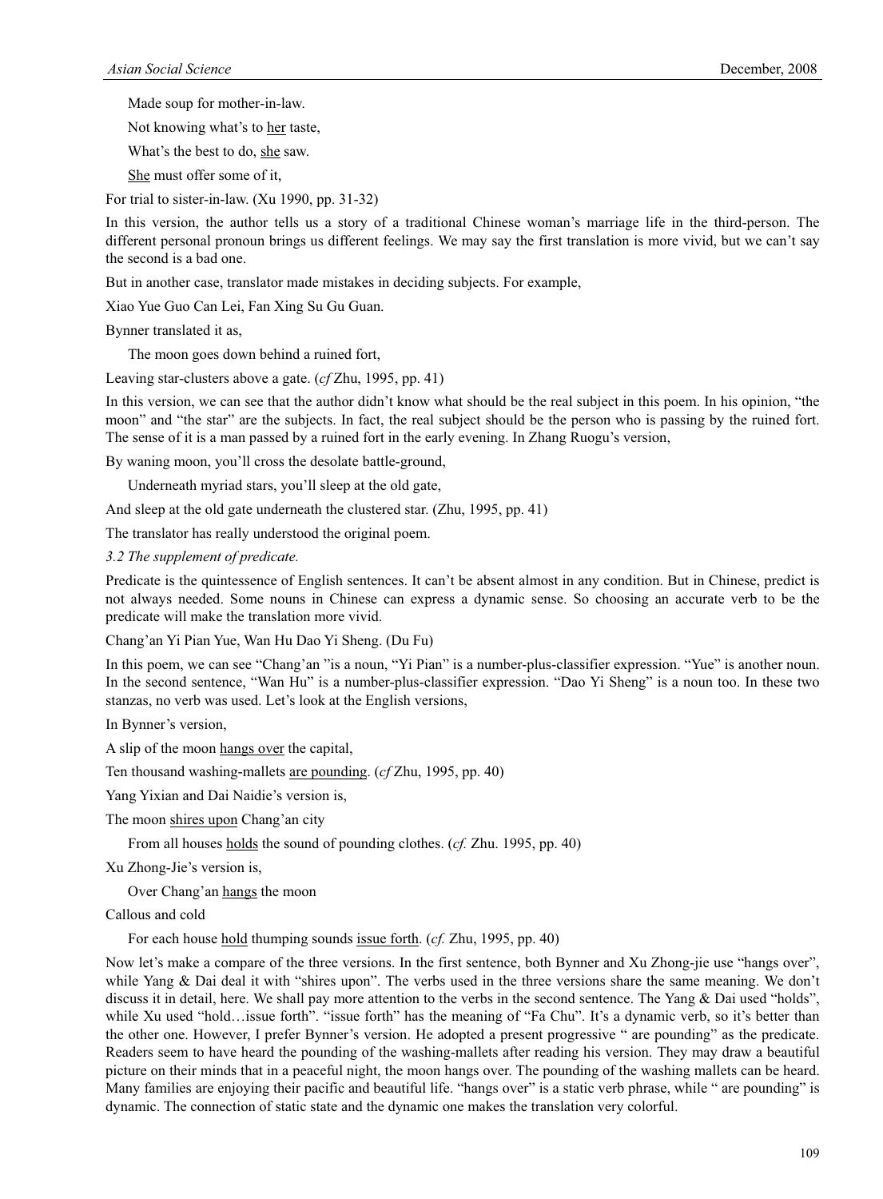Made soup for mother-in-law.

Not knowing what's to her taste,

What's the best to do, she saw.

She must offer some of it,

For trial to sister-in-law. (Xu 1990, pp. 31-32)

In this version, the author tells us a story of a traditional Chinese woman's marriage life in the third-person. The different personal pronoun brings us different feelings. We may say the first translation is more vivid, but we can't say the second is a bad one.

But in another case, translator made mistakes in deciding subjects. For example,

Xiao Yue Guo Can Lei, Fan Xing Su Gu Guan.

Bynner translated it as,

The moon goes down behind a ruined fort,

Leaving star-clusters above a gate. (*cf* Zhu, 1995, pp. 41)

In this version, we can see that the author didn't know what should be the real subject in this poem. In his opinion, "the moon" and "the star" are the subjects. In fact, the real subject should be the person who is passing by the ruined fort. The sense of it is a man passed by a ruined fort in the early evening. In Zhang Ruogu's version,

By waning moon, you'll cross the desolate battle-ground,

Underneath myriad stars, you'll sleep at the old gate,

And sleep at the old gate underneath the clustered star. (Zhu, 1995, pp. 41)

The translator has really understood the original poem.

*3.2 The supplement of predicate.*

Predicate is the quintessence of English sentences. It can't be absent almost in any condition. But in Chinese, predict is not always needed. Some nouns in Chinese can express a dynamic sense. So choosing an accurate verb to be the predicate will make the translation more vivid.

Chang'an Yi Pian Yue, Wan Hu Dao Yi Sheng. (Du Fu)

In this poem, we can see "Chang'an "is a noun, "Yi Pian" is a number-plus-classifier expression. "Yue" is another noun. In the second sentence, "Wan Hu" is a number-plus-classifier expression. "Dao Yi Sheng" is a noun too. In these two stanzas, no verb was used. Let's look at the English versions,

In Bynner's version,

A slip of the moon hangs over the capital,

Ten thousand washing-mallets are pounding. (*cf* Zhu, 1995, pp. 40)

Yang Yixian and Dai Naidie's version is,

The moon shires upon Chang'an city

From all houses holds the sound of pounding clothes. (*cf.* Zhu. 1995, pp. 40)

Xu Zhong-Jie's version is,

Over Chang'an hangs the moon

Callous and cold

For each house hold thumping sounds issue forth. (*cf.* Zhu, 1995, pp. 40)

Now let's make a compare of the three versions. In the first sentence, both Bynner and Xu Zhong-jie use "hangs over", while Yang & Dai deal it with "shires upon". The verbs used in the three versions share the same meaning. We don't discuss it in detail, here. We shall pay more attention to the verbs in the second sentence. The Yang & Dai used "holds", while Xu used "hold…issue forth". "issue forth" has the meaning of "Fa Chu". It's a dynamic verb, so it's better than the other one. However, I prefer Bynner's version. He adopted a present progressive " are pounding" as the predicate. Readers seem to have heard the pounding of the washing-mallets after reading his version. They may draw a beautiful picture on their minds that in a peaceful night, the moon hangs over. The pounding of the washing mallets can be heard. Many families are enjoying their pacific and beautiful life. "hangs over" is a static verb phrase, while " are pounding" is dynamic. The connection of static state and the dynamic one makes the translation very colorful.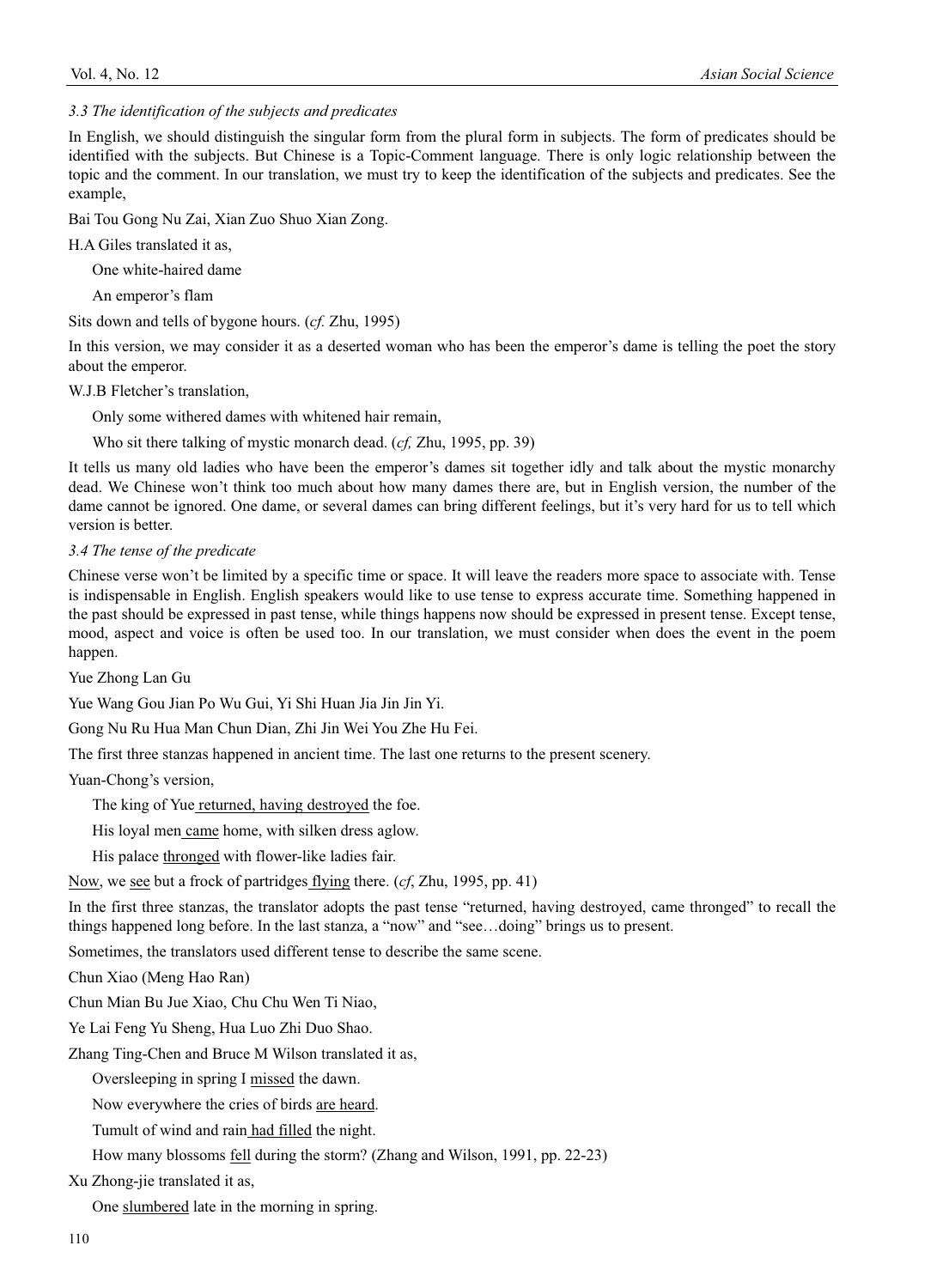### 3.3 The identification of the subjects and predicates

In English, we should distinguish the singular form from the plural form in subjects. The form of predicates should be identified with the subjects. But Chinese is a Topic-Comment language. There is only logic relationship between the topic and the comment. In our translation, we must try to keep the identification of the subjects and predicates. See the example,

Bai Tou Gong Nu Zai, Xian Zuo Shuo Xian Zong.

H.A Giles translated it as,

> One white-haired dame
>
> An emperor's flam

Sits down and tells of bygone hours. (*cf.* Zhu, 1995)

In this version, we may consider it as a deserted woman who has been the emperor's dame is telling the poet the story about the emperor.

W.J.B Fletcher's translation,

> Only some withered dames with whitened hair remain,
>
> Who sit there talking of mystic monarch dead. (*cf,* Zhu, 1995, pp. 39)

It tells us many old ladies who have been the emperor's dames sit together idly and talk about the mystic monarchy dead. We Chinese won't think too much about how many dames there are, but in English version, the number of the dame cannot be ignored. One dame, or several dames can bring different feelings, but it's very hard for us to tell which version is better.

### 3.4 The tense of the predicate

Chinese verse won't be limited by a specific time or space. It will leave the readers more space to associate with. Tense is indispensable in English. English speakers would like to use tense to express accurate time. Something happened in the past should be expressed in past tense, while things happens now should be expressed in present tense. Except tense, mood, aspect and voice is often be used too. In our translation, we must consider when does the event in the poem happen.

Yue Zhong Lan Gu

Yue Wang Gou Jian Po Wu Gui, Yi Shi Huan Jia Jin Jin Yi.

Gong Nu Ru Hua Man Chun Dian, Zhi Jin Wei You Zhe Hu Fei.

The first three stanzas happened in ancient time. The last one returns to the present scenery.

Yuan-Chong's version,

> The king of Yue <u>returned, having destroyed</u> the foe.
>
> His loyal men <u>came</u> home, with silken dress aglow.
>
> His palace <u>thronged</u> with flower-like ladies fair.

<u>Now</u>, we <u>see</u> but a frock of partridges <u>flying</u> there. (*cf*, Zhu, 1995, pp. 41)

In the first three stanzas, the translator adopts the past tense "returned, having destroyed, came thronged" to recall the things happened long before. In the last stanza, a "now" and "see…doing" brings us to present.

Sometimes, the translators used different tense to describe the same scene.

Chun Xiao (Meng Hao Ran)

Chun Mian Bu Jue Xiao, Chu Chu Wen Ti Niao,

Ye Lai Feng Yu Sheng, Hua Luo Zhi Duo Shao.

Zhang Ting-Chen and Bruce M Wilson translated it as,

> Oversleeping in spring I <u>missed</u> the dawn.
>
> Now everywhere the cries of birds <u>are heard</u>.
>
> Tumult of wind and rain <u>had filled</u> the night.
>
> How many blossoms <u>fell</u> during the storm? (Zhang and Wilson, 1991, pp. 22-23)

Xu Zhong-jie translated it as,

> One <u>slumbered</u> late in the morning in spring.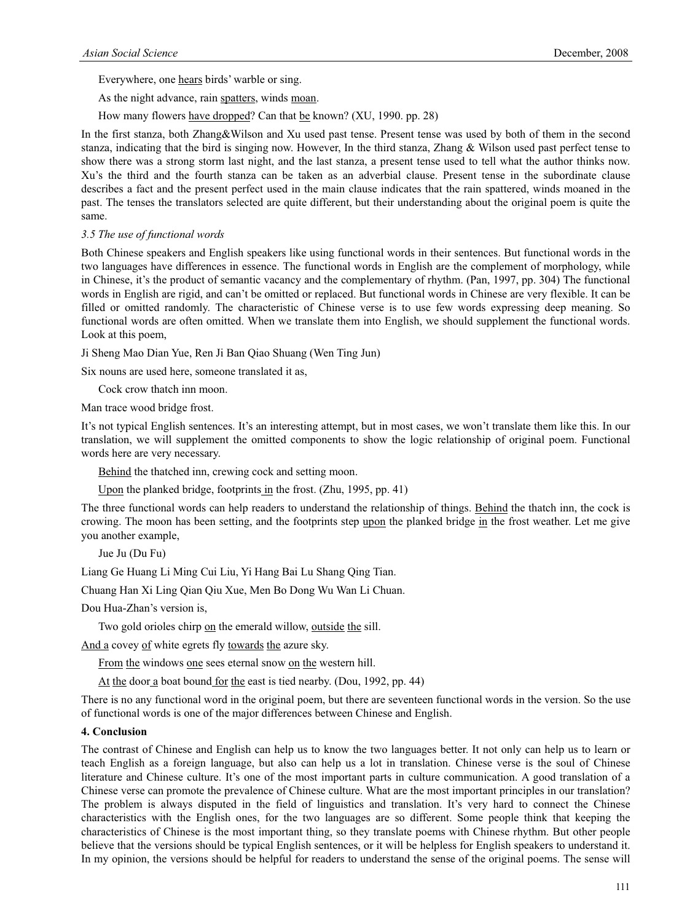Everywhere, one <u>hears</u> birds' warble or sing.

As the night advance, rain <u>spatters</u>, winds <u>moan</u>.

How many flowers <u>have dropped</u>? Can that <u>be</u> known? (XU, 1990. pp. 28)

In the first stanza, both Zhang&Wilson and Xu used past tense. Present tense was used by both of them in the second stanza, indicating that the bird is singing now. However, In the third stanza, Zhang & Wilson used past perfect tense to show there was a strong storm last night, and the last stanza, a present tense used to tell what the author thinks now. Xu's the third and the fourth stanza can be taken as an adverbial clause. Present tense in the subordinate clause describes a fact and the present perfect used in the main clause indicates that the rain spattered, winds moaned in the past. The tenses the translators selected are quite different, but their understanding about the original poem is quite the same.

### *3.5 The use of functional words*

Both Chinese speakers and English speakers like using functional words in their sentences. But functional words in the two languages have differences in essence. The functional words in English are the complement of morphology, while in Chinese, it's the product of semantic vacancy and the complementary of rhythm. (Pan, 1997, pp. 304) The functional words in English are rigid, and can't be omitted or replaced. But functional words in Chinese are very flexible. It can be filled or omitted randomly. The characteristic of Chinese verse is to use few words expressing deep meaning. So functional words are often omitted. When we translate them into English, we should supplement the functional words. Look at this poem,

Ji Sheng Mao Dian Yue, Ren Ji Ban Qiao Shuang (Wen Ting Jun)

Six nouns are used here, someone translated it as,

Cock crow thatch inn moon.

Man trace wood bridge frost.

It's not typical English sentences. It's an interesting attempt, but in most cases, we won't translate them like this. In our translation, we will supplement the omitted components to show the logic relationship of original poem. Functional words here are very necessary.

<u>Behind</u> the thatched inn, crewing cock and setting moon.

<u>Upon</u> the planked bridge, footprints <u>in</u> the frost. (Zhu, 1995, pp. 41)

The three functional words can help readers to understand the relationship of things. <u>Behind</u> the thatch inn, the cock is crowing. The moon has been setting, and the footprints step <u>upon</u> the planked bridge <u>in</u> the frost weather. Let me give you another example,

Jue Ju (Du Fu)

Liang Ge Huang Li Ming Cui Liu, Yi Hang Bai Lu Shang Qing Tian.

Chuang Han Xi Ling Qian Qiu Xue, Men Bo Dong Wu Wan Li Chuan.

Dou Hua-Zhan's version is,

Two gold orioles chirp <u>on</u> the emerald willow, <u>outside</u> <u>the</u> sill.

<u>And a</u> covey <u>of</u> white egrets fly <u>towards</u> <u>the</u> azure sky.

<u>From</u> <u>the</u> windows <u>one</u> sees eternal snow <u>on</u> <u>the</u> western hill.

<u>At</u> <u>the</u> door <u>a</u> boat bound <u>for</u> <u>the</u> east is tied nearby. (Dou, 1992, pp. 44)

There is no any functional word in the original poem, but there are seventeen functional words in the version. So the use of functional words is one of the major differences between Chinese and English.

## 4. Conclusion

The contrast of Chinese and English can help us to know the two languages better. It not only can help us to learn or teach English as a foreign language, but also can help us a lot in translation. Chinese verse is the soul of Chinese literature and Chinese culture. It's one of the most important parts in culture communication. A good translation of a Chinese verse can promote the prevalence of Chinese culture. What are the most important principles in our translation? The problem is always disputed in the field of linguistics and translation. It's very hard to connect the Chinese characteristics with the English ones, for the two languages are so different. Some people think that keeping the characteristics of Chinese is the most important thing, so they translate poems with Chinese rhythm. But other people believe that the versions should be typical English sentences, or it will be helpless for English speakers to understand it. In my opinion, the versions should be helpful for readers to understand the sense of the original poems. The sense will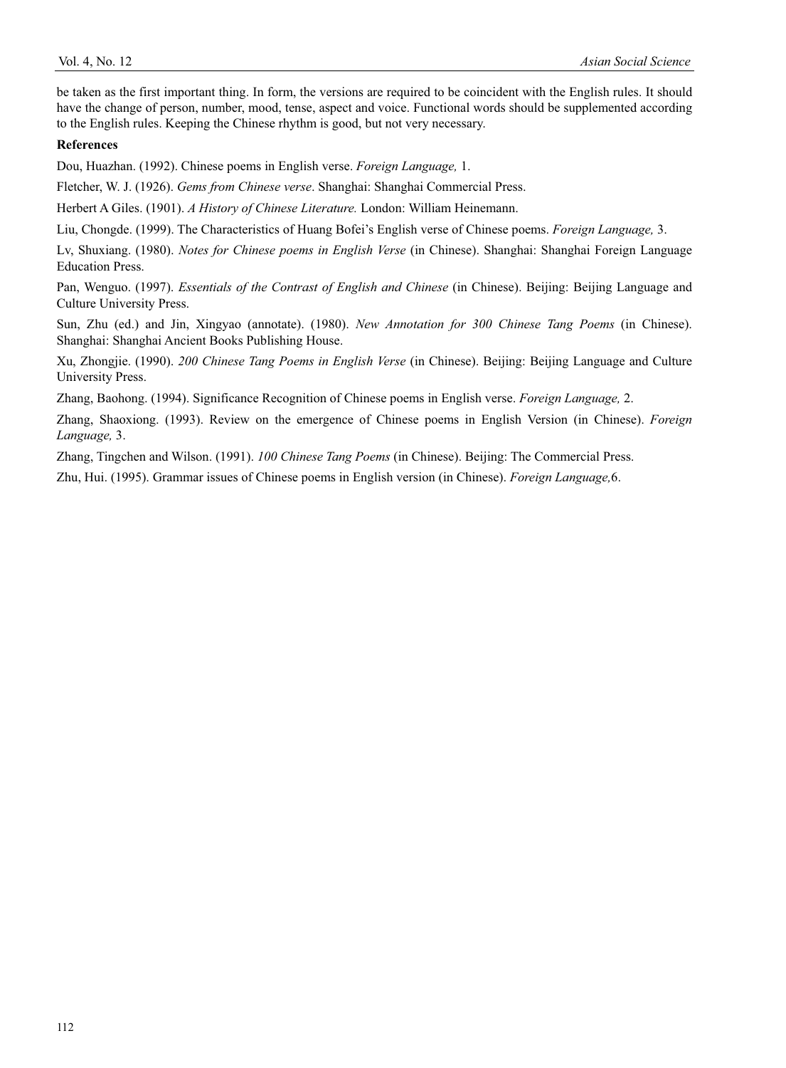be taken as the first important thing. In form, the versions are required to be coincident with the English rules. It should have the change of person, number, mood, tense, aspect and voice. Functional words should be supplemented according to the English rules. Keeping the Chinese rhythm is good, but not very necessary.

**References**

Dou, Huazhan. (1992). Chinese poems in English verse. *Foreign Language,* 1.

Fletcher, W. J. (1926). *Gems from Chinese verse*. Shanghai: Shanghai Commercial Press.

Herbert A Giles. (1901). *A History of Chinese Literature.* London: William Heinemann.

Liu, Chongde. (1999). The Characteristics of Huang Bofei's English verse of Chinese poems. *Foreign Language,* 3.

Lv, Shuxiang. (1980). *Notes for Chinese poems in English Verse* (in Chinese). Shanghai: Shanghai Foreign Language Education Press.

Pan, Wenguo. (1997). *Essentials of the Contrast of English and Chinese* (in Chinese). Beijing: Beijing Language and Culture University Press.

Sun, Zhu (ed.) and Jin, Xingyao (annotate). (1980). *New Annotation for 300 Chinese Tang Poems* (in Chinese). Shanghai: Shanghai Ancient Books Publishing House.

Xu, Zhongjie. (1990). *200 Chinese Tang Poems in English Verse* (in Chinese). Beijing: Beijing Language and Culture University Press.

Zhang, Baohong. (1994). Significance Recognition of Chinese poems in English verse. *Foreign Language,* 2.

Zhang, Shaoxiong. (1993). Review on the emergence of Chinese poems in English Version (in Chinese). *Foreign Language,* 3.

Zhang, Tingchen and Wilson. (1991). *100 Chinese Tang Poems* (in Chinese). Beijing: The Commercial Press.

Zhu, Hui. (1995). Grammar issues of Chinese poems in English version (in Chinese). *Foreign Language,*6.